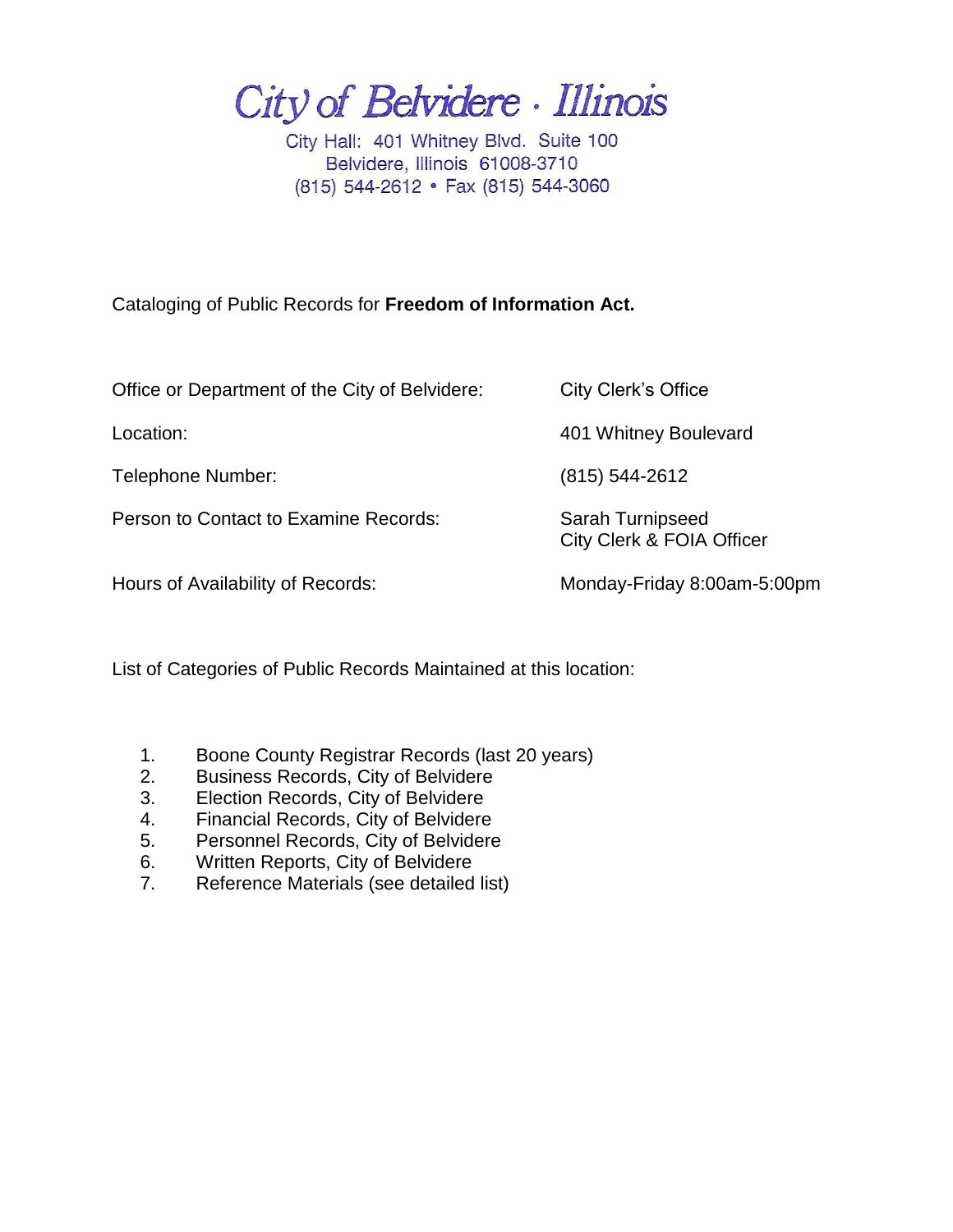# City of Belvidere · Illinois

City Hall: 401 Whitney Blvd. Suite 100
Belvidere, Illinois 61008-3710
(815) 544-2612 • Fax (815) 544-3060

Cataloging of Public Records for **Freedom of Information Act.**

| | |
|---|---|
| Office or Department of the City of Belvidere: | City Clerk's Office |
| Location: | 401 Whitney Boulevard |
| Telephone Number: | (815) 544-2612 |
| Person to Contact to Examine Records: | Sarah Turnipseed<br>City Clerk & FOIA Officer |
| Hours of Availability of Records: | Monday-Friday 8:00am-5:00pm |

List of Categories of Public Records Maintained at this location:

1. Boone County Registrar Records (last 20 years)
2. Business Records, City of Belvidere
3. Election Records, City of Belvidere
4. Financial Records, City of Belvidere
5. Personnel Records, City of Belvidere
6. Written Reports, City of Belvidere
7. Reference Materials (see detailed list)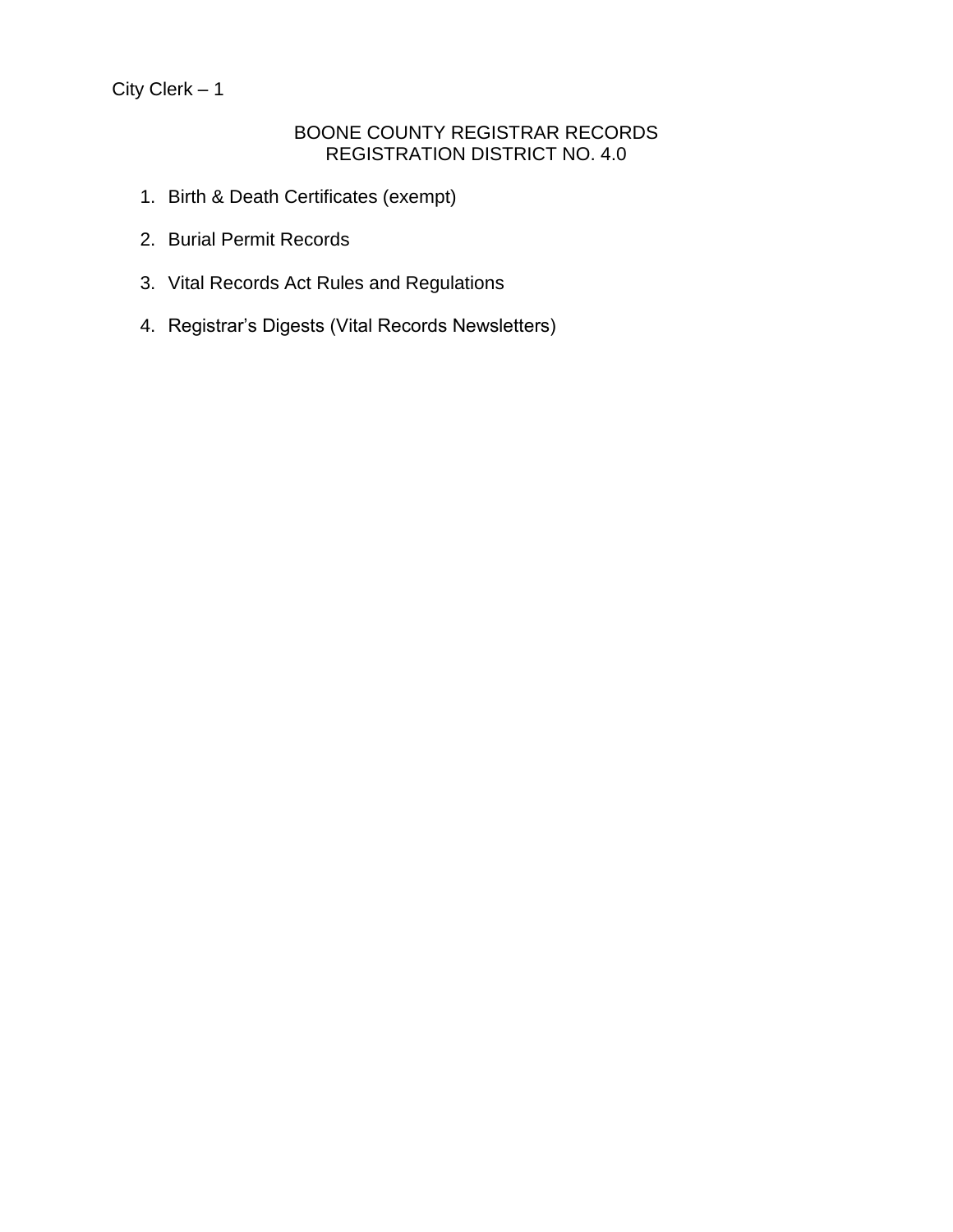## BOONE COUNTY REGISTRAR RECORDS
## REGISTRATION DISTRICT NO. 4.0

1. Birth & Death Certificates (exempt)
2. Burial Permit Records
3. Vital Records Act Rules and Regulations
4. Registrar's Digests (Vital Records Newsletters)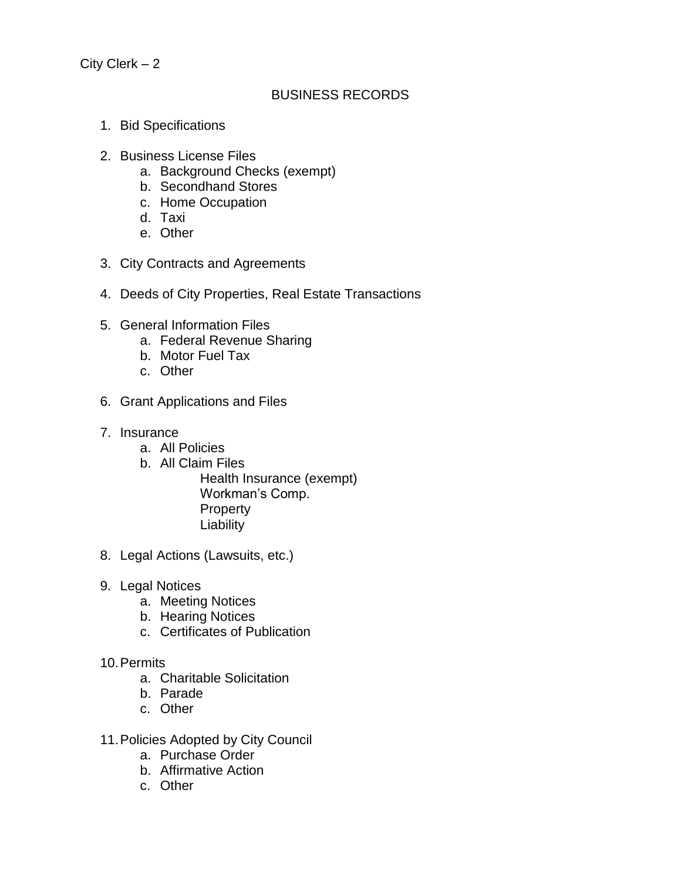City Clerk – 2

## BUSINESS RECORDS

1. Bid Specifications

2. Business License Files
   a. Background Checks (exempt)
   b. Secondhand Stores
   c. Home Occupation
   d. Taxi
   e. Other

3. City Contracts and Agreements

4. Deeds of City Properties, Real Estate Transactions

5. General Information Files
   a. Federal Revenue Sharing
   b. Motor Fuel Tax
   c. Other

6. Grant Applications and Files

7. Insurance
   a. All Policies
   b. All Claim Files
      - Health Insurance (exempt)
      - Workman's Comp.
      - Property
      - Liability

8. Legal Actions (Lawsuits, etc.)

9. Legal Notices
   a. Meeting Notices
   b. Hearing Notices
   c. Certificates of Publication

10. Permits
    a. Charitable Solicitation
    b. Parade
    c. Other

11. Policies Adopted by City Council
    a. Purchase Order
    b. Affirmative Action
    c. Other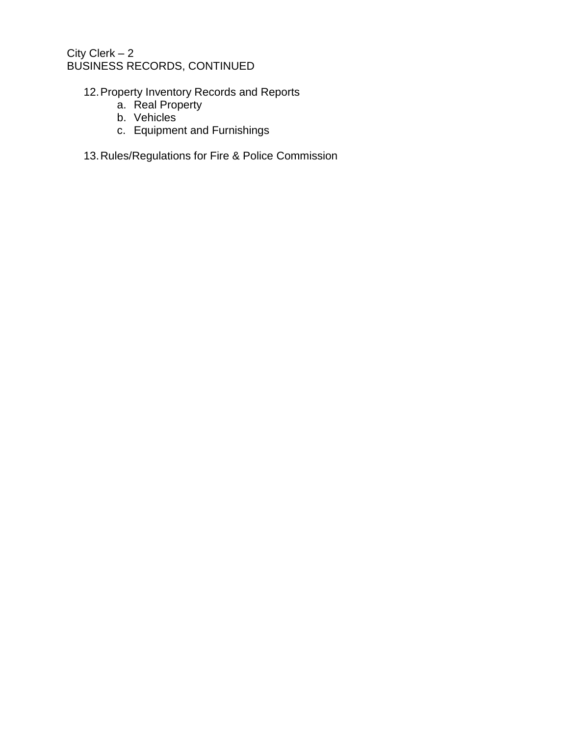City Clerk – 2

BUSINESS RECORDS, CONTINUED

12. Property Inventory Records and Reports
    a. Real Property
    b. Vehicles
    c. Equipment and Furnishings

13. Rules/Regulations for Fire & Police Commission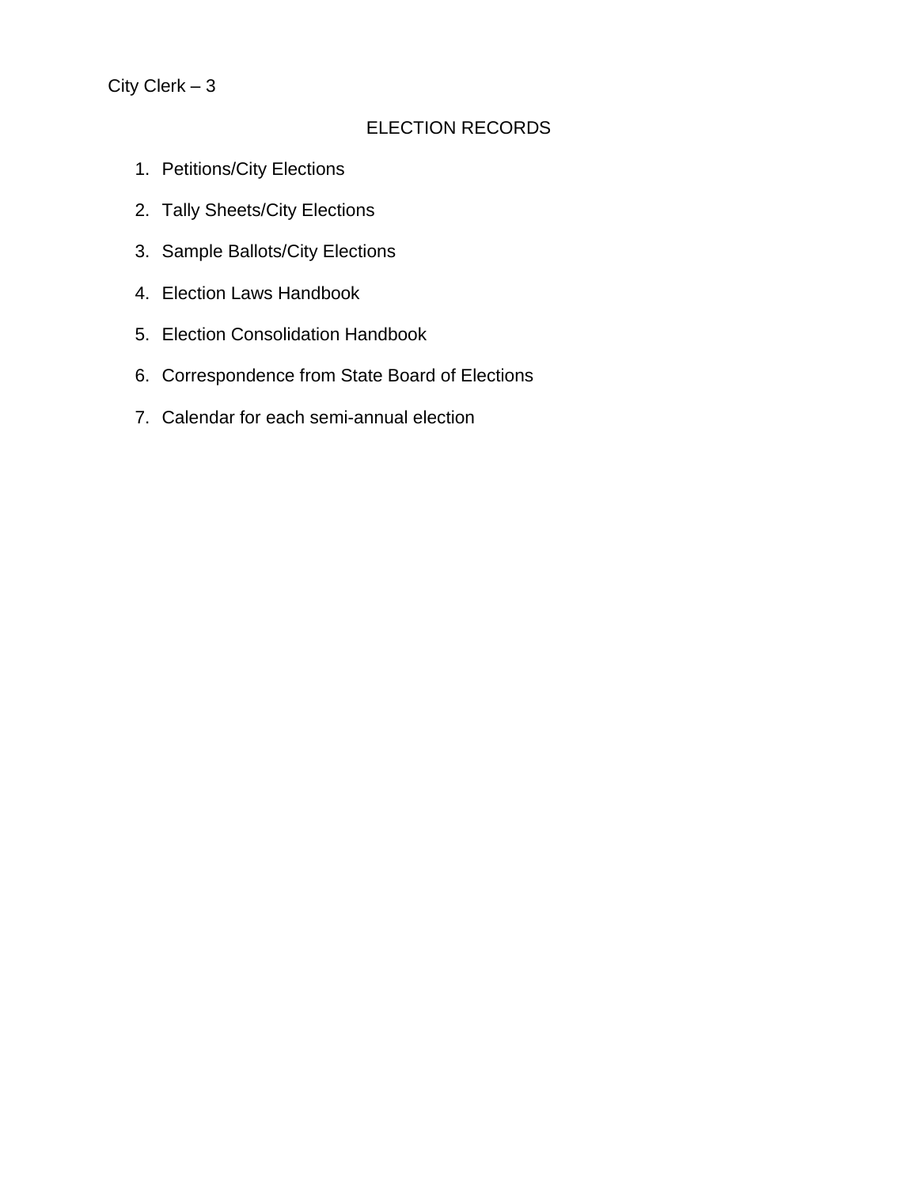City Clerk – 3

## ELECTION RECORDS

1. Petitions/City Elections
2. Tally Sheets/City Elections
3. Sample Ballots/City Elections
4. Election Laws Handbook
5. Election Consolidation Handbook
6. Correspondence from State Board of Elections
7. Calendar for each semi-annual election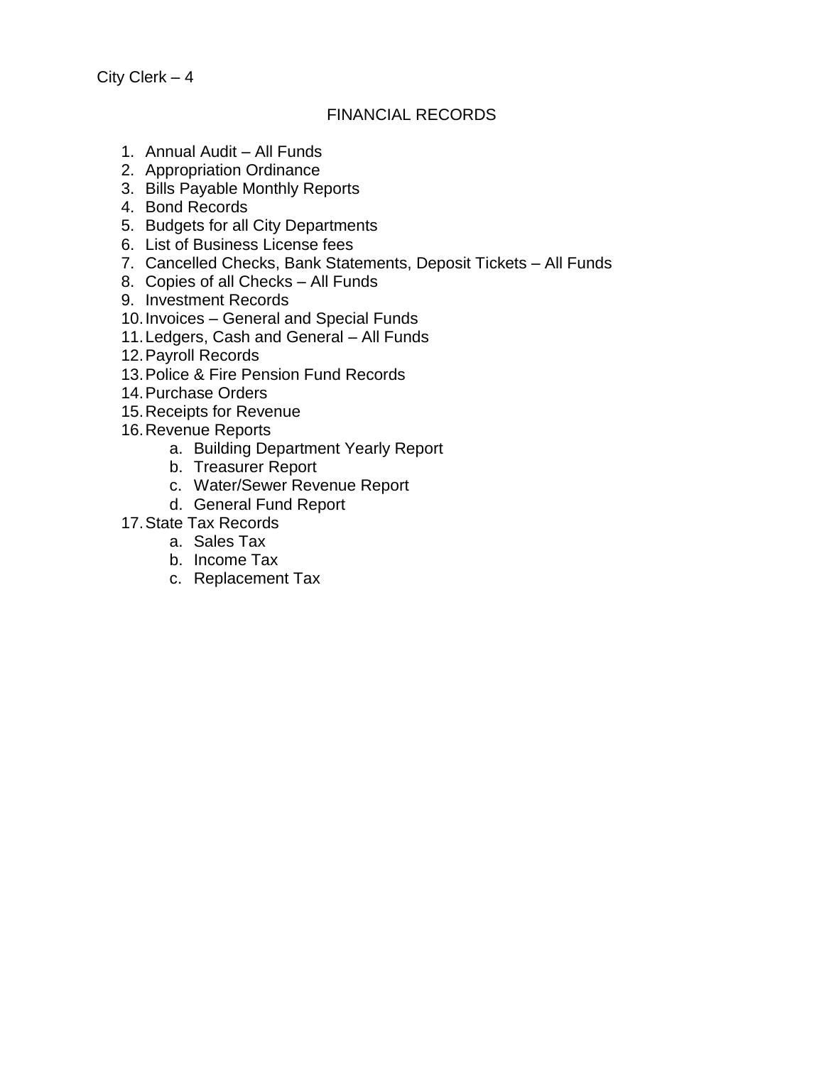City Clerk – 4

## FINANCIAL RECORDS

1. Annual Audit – All Funds
2. Appropriation Ordinance
3. Bills Payable Monthly Reports
4. Bond Records
5. Budgets for all City Departments
6. List of Business License fees
7. Cancelled Checks, Bank Statements, Deposit Tickets – All Funds
8. Copies of all Checks – All Funds
9. Investment Records
10. Invoices – General and Special Funds
11. Ledgers, Cash and General – All Funds
12. Payroll Records
13. Police & Fire Pension Fund Records
14. Purchase Orders
15. Receipts for Revenue
16. Revenue Reports
    a. Building Department Yearly Report
    b. Treasurer Report
    c. Water/Sewer Revenue Report
    d. General Fund Report
17. State Tax Records
    a. Sales Tax
    b. Income Tax
    c. Replacement Tax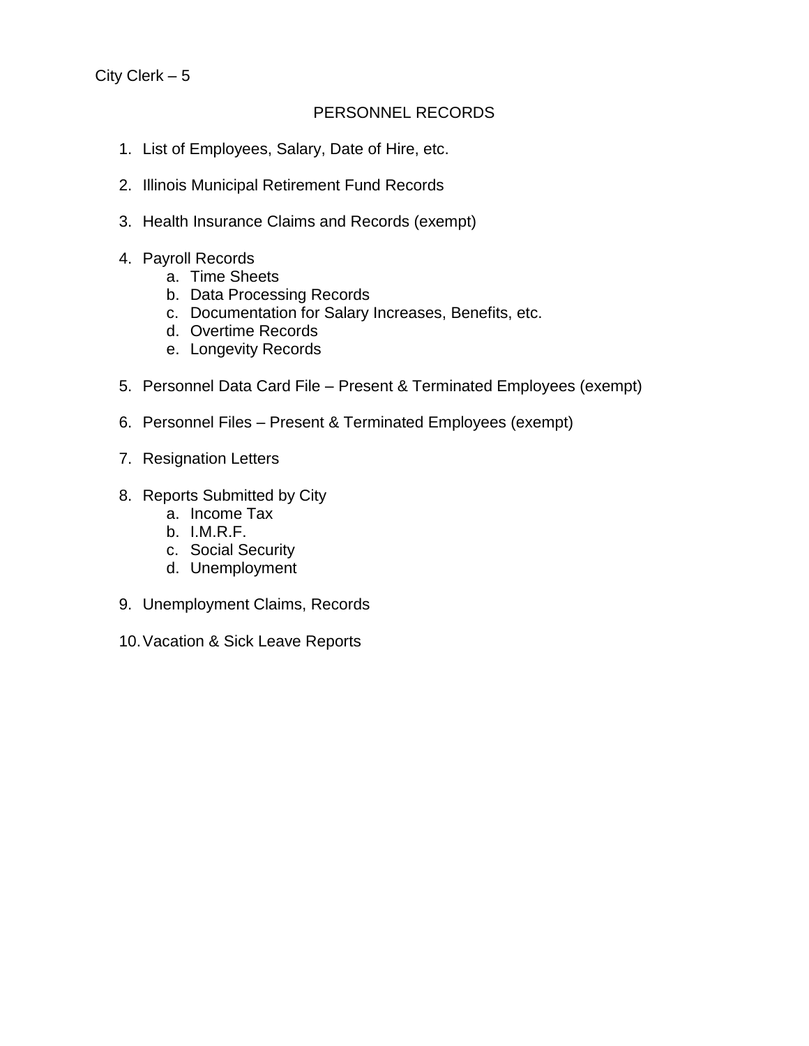City Clerk – 5

## PERSONNEL RECORDS

1. List of Employees, Salary, Date of Hire, etc.

2. Illinois Municipal Retirement Fund Records

3. Health Insurance Claims and Records (exempt)

4. Payroll Records
    a. Time Sheets
    b. Data Processing Records
    c. Documentation for Salary Increases, Benefits, etc.
    d. Overtime Records
    e. Longevity Records

5. Personnel Data Card File – Present & Terminated Employees (exempt)

6. Personnel Files – Present & Terminated Employees (exempt)

7. Resignation Letters

8. Reports Submitted by City
    a. Income Tax
    b. I.M.R.F.
    c. Social Security
    d. Unemployment

9. Unemployment Claims, Records

10. Vacation & Sick Leave Reports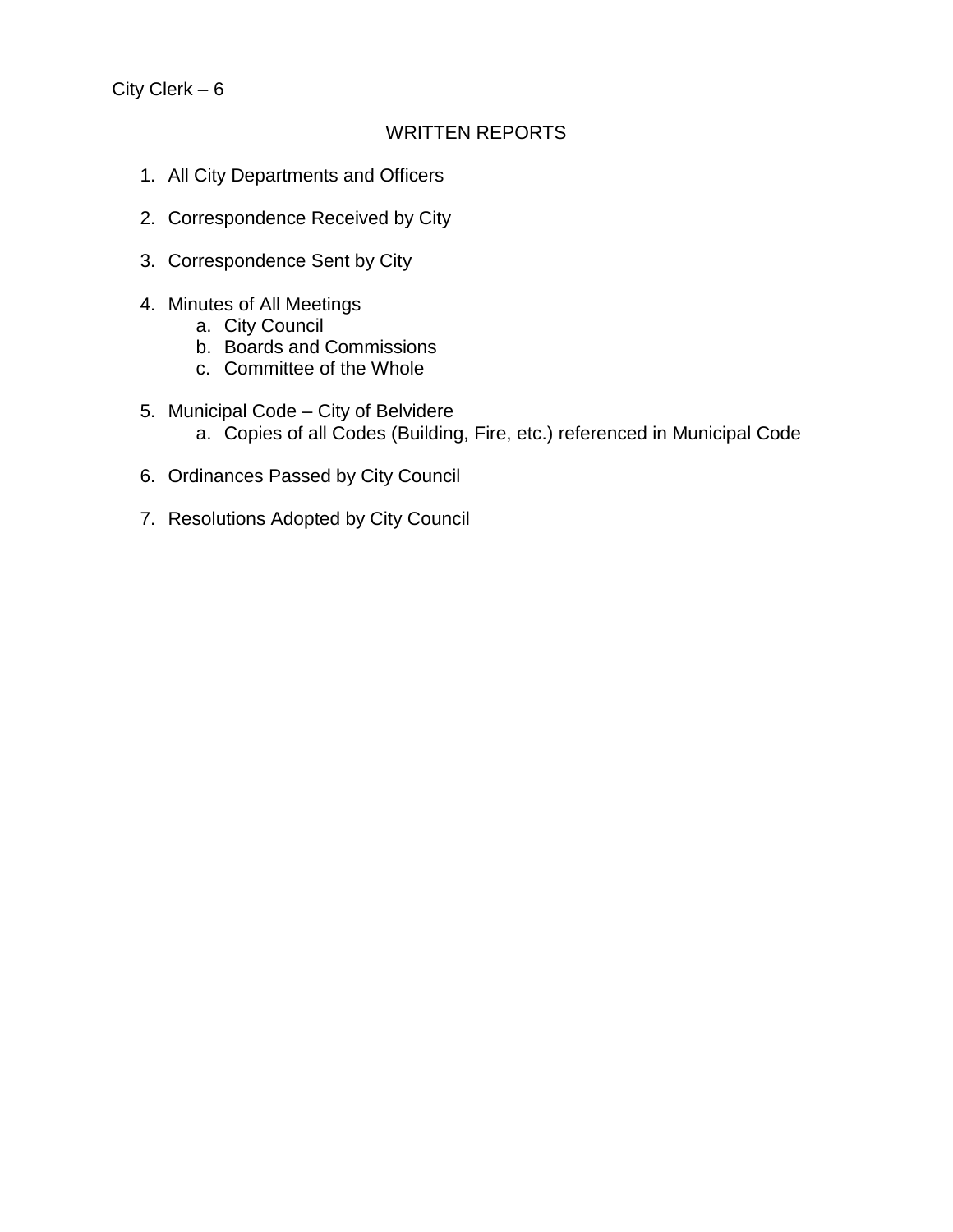City Clerk – 6

## WRITTEN REPORTS

1. All City Departments and Officers

2. Correspondence Received by City

3. Correspondence Sent by City

4. Minutes of All Meetings
    a. City Council
    b. Boards and Commissions
    c. Committee of the Whole

5. Municipal Code – City of Belvidere
    a. Copies of all Codes (Building, Fire, etc.) referenced in Municipal Code

6. Ordinances Passed by City Council

7. Resolutions Adopted by City Council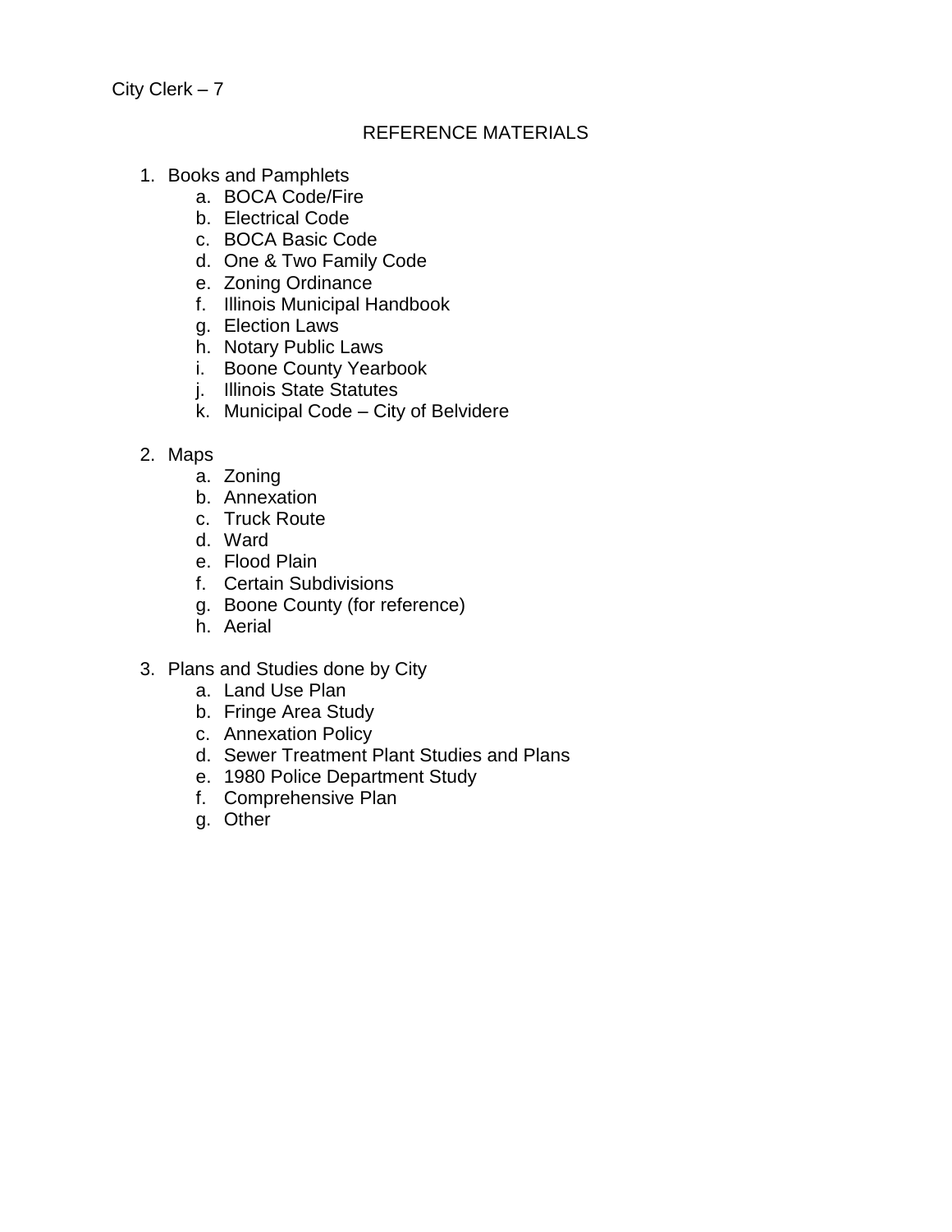## REFERENCE MATERIALS

1. Books and Pamphlets
    a. BOCA Code/Fire
    b. Electrical Code
    c. BOCA Basic Code
    d. One & Two Family Code
    e. Zoning Ordinance
    f. Illinois Municipal Handbook
    g. Election Laws
    h. Notary Public Laws
    i. Boone County Yearbook
    j. Illinois State Statutes
    k. Municipal Code – City of Belvidere

2. Maps
    a. Zoning
    b. Annexation
    c. Truck Route
    d. Ward
    e. Flood Plain
    f. Certain Subdivisions
    g. Boone County (for reference)
    h. Aerial

3. Plans and Studies done by City
    a. Land Use Plan
    b. Fringe Area Study
    c. Annexation Policy
    d. Sewer Treatment Plant Studies and Plans
    e. 1980 Police Department Study
    f. Comprehensive Plan
    g. Other